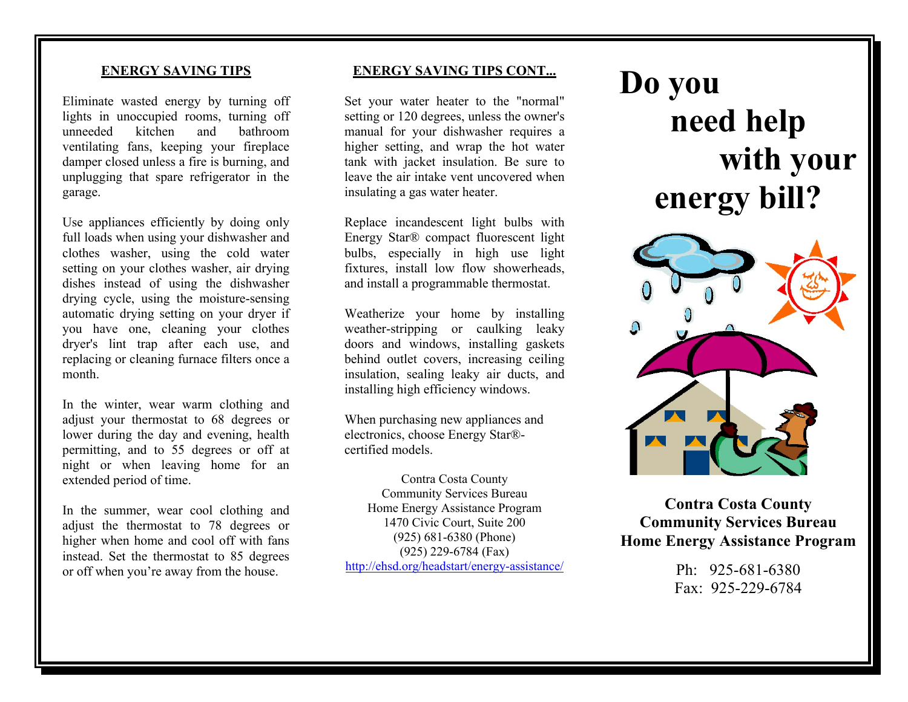## ENERGY SAVING TIPS

Eliminate wasted energy by turning off lights in unoccupied rooms, turning off unneeded kitchen and bathroom ventilating fans, keeping your fireplace damper closed unless a fire is burning, and unplugging that spare refrigerator in the garage.

Use appliances efficiently by doing only full loads when using your dishwasher and clothes washer, using the cold water setting on your clothes washer, air drying dishes instead of using the dishwasher drying cycle, using the moisture-sensing automatic drying setting on your dryer if you have one, cleaning your clothes dryer's lint trap after each use, and replacing or cleaning furnace filters once a month.

In the winter, wear warm clothing and adjust your thermostat to 68 degrees or lower during the day and evening, health permitting, and to 55 degrees or off at night or when leaving home for an extended period of time.

In the summer, wear cool clothing and adjust the thermostat to 78 degrees or higher when home and cool off with fans instead. Set the thermostat to 85 degrees or off when you're away from the house.

## ENERGY SAVING TIPS CONT...

Set your water heater to the "normal" setting or 120 degrees, unless the owner's manual for your dishwasher requires a higher setting, and wrap the hot water tank with jacket insulation. Be sure to leave the air intake vent uncovered when insulating a gas water heater.

Replace incandescent light bulbs with Energy Star® compact fluorescent light bulbs, especially in high use light fixtures, install low flow showerheads, and install a programmable thermostat.

Weatherize your home by installing weather-stripping or caulking leaky doors and windows, installing gaskets behind outlet covers, increasing ceiling insulation, sealing leaky air ducts, and installing high efficiency windows.

When purchasing new appliances and electronics, choose Energy Star®-certified models.

Contra Costa County  
Community Services Bureau  
Home Energy Assistance Program  
1470 Civic Court, Suite 200  
(925) 681-6380 (Phone)  
(925) 229-6784 (Fax)  
http://ehsd.org/headstart/energy-assistance/

# Do you need help with your energy bill?

**Contra Costa County**  
**Community Services Bureau**  
**Home Energy Assistance Program**

Ph: 925-681-6380  
Fax: 925-229-6784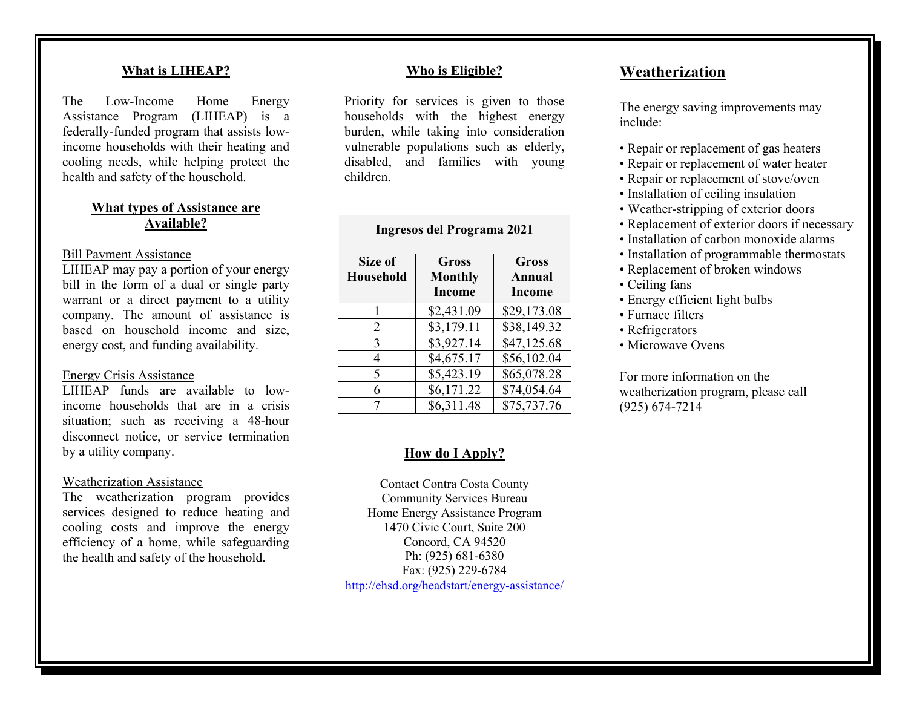## What is LIHEAP?

The Low-Income Home Energy Assistance Program (LIHEAP) is a federally-funded program that assists low-income households with their heating and cooling needs, while helping protect the health and safety of the household.

## What types of Assistance are Available?

Bill Payment Assistance
LIHEAP may pay a portion of your energy bill in the form of a dual or single party warrant or a direct payment to a utility company. The amount of assistance is based on household income and size, energy cost, and funding availability.

Energy Crisis Assistance
LIHEAP funds are available to low-income households that are in a crisis situation; such as receiving a 48-hour disconnect notice, or service termination by a utility company.

Weatherization Assistance
The weatherization program provides services designed to reduce heating and cooling costs and improve the energy efficiency of a home, while safeguarding the health and safety of the household.

## Who is Eligible?

Priority for services is given to those households with the highest energy burden, while taking into consideration vulnerable populations such as elderly, disabled, and families with young children.

| Ingresos del Programa 2021 | | |
|---|---|---|
| **Size of Household** | **Gross Monthly Income** | **Gross Annual Income** |
| 1 | $2,431.09 | $29,173.08 |
| 2 | $3,179.11 | $38,149.32 |
| 3 | $3,927.14 | $47,125.68 |
| 4 | $4,675.17 | $56,102.04 |
| 5 | $5,423.19 | $65,078.28 |
| 6 | $6,171.22 | $74,054.64 |
| 7 | $6,311.48 | $75,737.76 |

## How do I Apply?

Contact Contra Costa County
Community Services Bureau
Home Energy Assistance Program
1470 Civic Court, Suite 200
Concord, CA 94520
Ph: (925) 681-6380
Fax: (925) 229-6784
http://ehsd.org/headstart/energy-assistance/

## Weatherization

The energy saving improvements may include:

- Repair or replacement of gas heaters
- Repair or replacement of water heater
- Repair or replacement of stove/oven
- Installation of ceiling insulation
- Weather-stripping of exterior doors
- Replacement of exterior doors if necessary
- Installation of carbon monoxide alarms
- Installation of programmable thermostats
- Replacement of broken windows
- Ceiling fans
- Energy efficient light bulbs
- Furnace filters
- Refrigerators
- Microwave Ovens

For more information on the weatherization program, please call (925) 674-7214